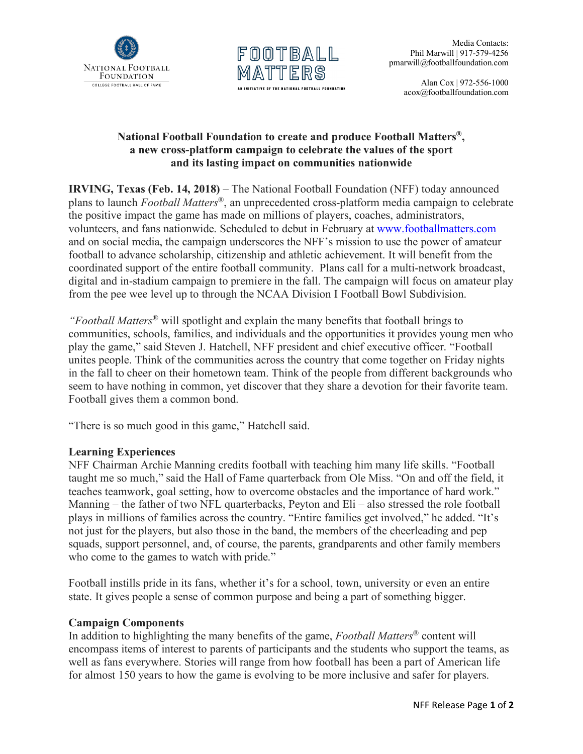National Football Foundation
College Football Hall of Fame

FOOTBALL MATTERS
AN INITIATIVE OF THE NATIONAL FOOTBALL FOUNDATION

Media Contacts:
Phil Marwill | 917-579-4256
pmarwill@footballfoundation.com

Alan Cox | 972-556-1000
acox@footballfoundation.com

**National Football Foundation to create and produce Football Matters®, a new cross-platform campaign to celebrate the values of the sport and its lasting impact on communities nationwide**

**IRVING, Texas (Feb. 14, 2018)** – The National Football Foundation (NFF) today announced plans to launch *Football Matters®*, an unprecedented cross-platform media campaign to celebrate the positive impact the game has made on millions of players, coaches, administrators, volunteers, and fans nationwide. Scheduled to debut in February at www.footballmatters.com and on social media, the campaign underscores the NFF's mission to use the power of amateur football to advance scholarship, citizenship and athletic achievement. It will benefit from the coordinated support of the entire football community. Plans call for a multi-network broadcast, digital and in-stadium campaign to premiere in the fall. The campaign will focus on amateur play from the pee wee level up to through the NCAA Division I Football Bowl Subdivision.

*"Football Matters®* will spotlight and explain the many benefits that football brings to communities, schools, families, and individuals and the opportunities it provides young men who play the game," said Steven J. Hatchell, NFF president and chief executive officer. "Football unites people. Think of the communities across the country that come together on Friday nights in the fall to cheer on their hometown team. Think of the people from different backgrounds who seem to have nothing in common, yet discover that they share a devotion for their favorite team. Football gives them a common bond.

"There is so much good in this game," Hatchell said.

**Learning Experiences**

NFF Chairman Archie Manning credits football with teaching him many life skills. "Football taught me so much," said the Hall of Fame quarterback from Ole Miss. "On and off the field, it teaches teamwork, goal setting, how to overcome obstacles and the importance of hard work." Manning – the father of two NFL quarterbacks, Peyton and Eli – also stressed the role football plays in millions of families across the country. "Entire families get involved," he added. "It's not just for the players, but also those in the band, the members of the cheerleading and pep squads, support personnel, and, of course, the parents, grandparents and other family members who come to the games to watch with pride."

Football instills pride in its fans, whether it's for a school, town, university or even an entire state. It gives people a sense of common purpose and being a part of something bigger.

**Campaign Components**

In addition to highlighting the many benefits of the game, *Football Matters®* content will encompass items of interest to parents of participants and the students who support the teams, as well as fans everywhere. Stories will range from how football has been a part of American life for almost 150 years to how the game is evolving to be more inclusive and safer for players.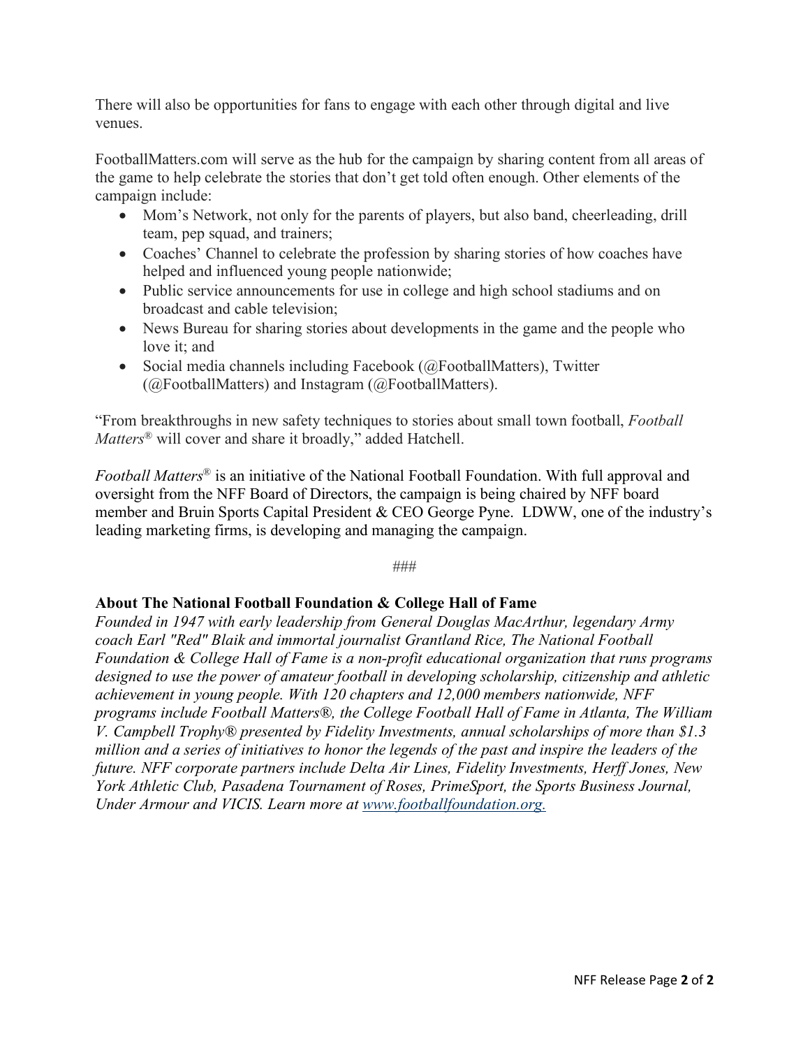There will also be opportunities for fans to engage with each other through digital and live venues.

FootballMatters.com will serve as the hub for the campaign by sharing content from all areas of the game to help celebrate the stories that don't get told often enough. Other elements of the campaign include:

- Mom's Network, not only for the parents of players, but also band, cheerleading, drill team, pep squad, and trainers;
- Coaches' Channel to celebrate the profession by sharing stories of how coaches have helped and influenced young people nationwide;
- Public service announcements for use in college and high school stadiums and on broadcast and cable television;
- News Bureau for sharing stories about developments in the game and the people who love it; and
- Social media channels including Facebook (@FootballMatters), Twitter (@FootballMatters) and Instagram (@FootballMatters).

"From breakthroughs in new safety techniques to stories about small town football, *Football Matters®* will cover and share it broadly," added Hatchell.

*Football Matters®* is an initiative of the National Football Foundation. With full approval and oversight from the NFF Board of Directors, the campaign is being chaired by NFF board member and Bruin Sports Capital President & CEO George Pyne. LDWW, one of the industry's leading marketing firms, is developing and managing the campaign.

###

**About The National Football Foundation & College Hall of Fame**

*Founded in 1947 with early leadership from General Douglas MacArthur, legendary Army coach Earl "Red" Blaik and immortal journalist Grantland Rice, The National Football Foundation & College Hall of Fame is a non-profit educational organization that runs programs designed to use the power of amateur football in developing scholarship, citizenship and athletic achievement in young people. With 120 chapters and 12,000 members nationwide, NFF programs include Football Matters®, the College Football Hall of Fame in Atlanta, The William V. Campbell Trophy® presented by Fidelity Investments, annual scholarships of more than $1.3 million and a series of initiatives to honor the legends of the past and inspire the leaders of the future. NFF corporate partners include Delta Air Lines, Fidelity Investments, Herff Jones, New York Athletic Club, Pasadena Tournament of Roses, PrimeSport, the Sports Business Journal, Under Armour and VICIS. Learn more at [www.footballfoundation.org.](http://www.footballfoundation.org)*